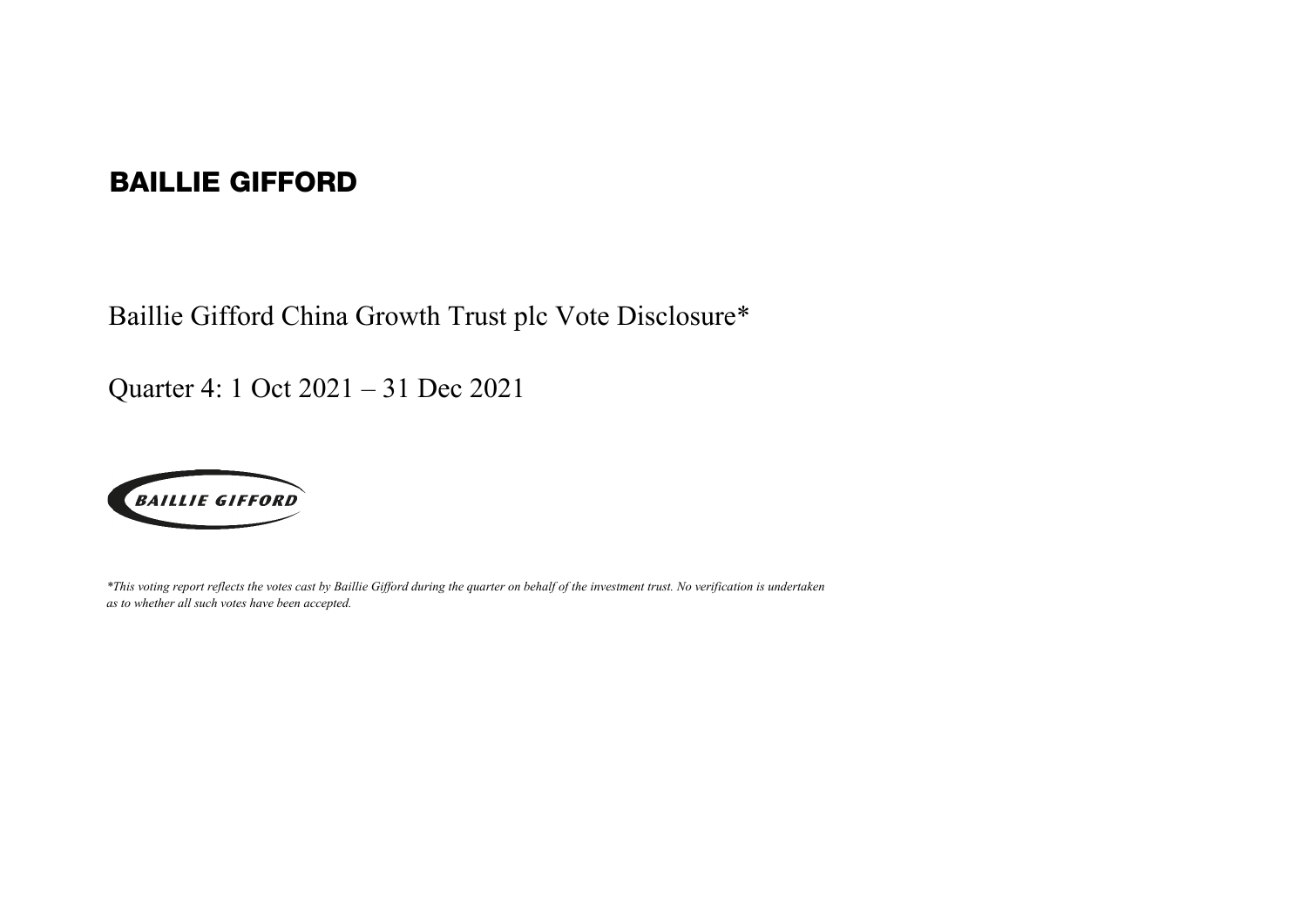# BAILLIE GIFFORD

## Baillie Gifford China Growth Trust plc Vote Disclosure*

## Quarter 4: 1 Oct 2021 – 31 Dec 2021

BAILLIE GIFFORD

*\*This voting report reflects the votes cast by Baillie Gifford during the quarter on behalf of the investment trust. No verification is undertaken as to whether all such votes have been accepted.*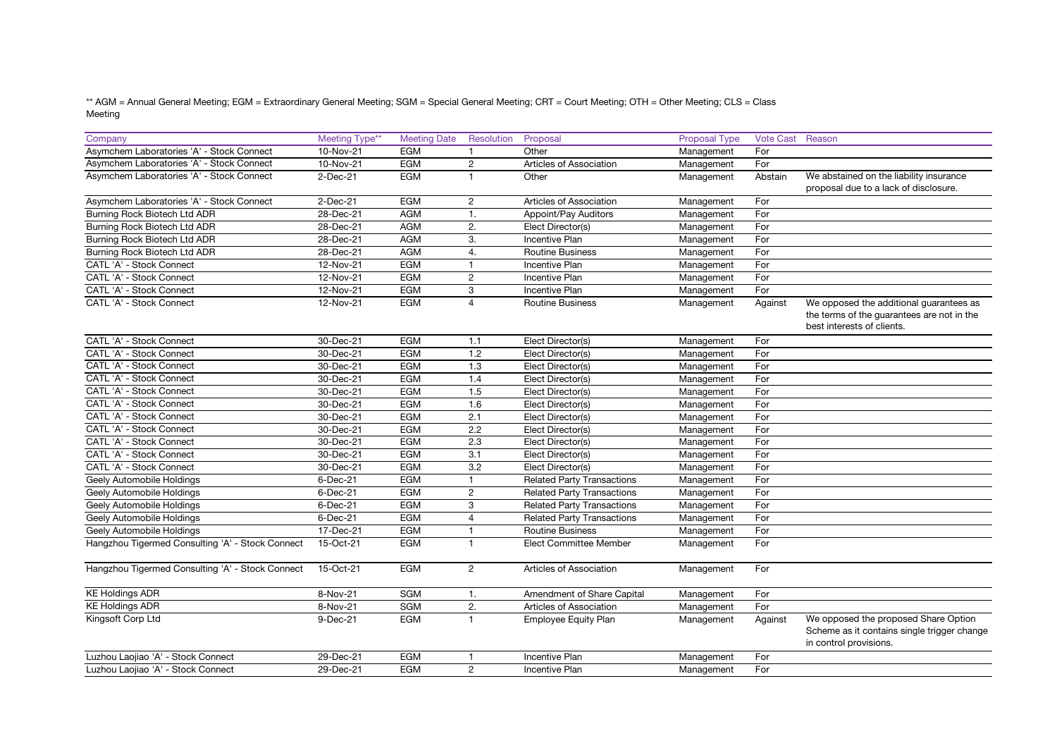** AGM = Annual General Meeting; EGM = Extraordinary General Meeting; SGM = Special General Meeting; CRT = Court Meeting; OTH = Other Meeting; CLS = Class Meeting

| Company | Meeting Type** | Meeting Date | Resolution | Proposal | Proposal Type | Vote Cast | Reason |
|---|---|---|---|---|---|---|---|
| Asymchem Laboratories 'A' - Stock Connect | 10-Nov-21 | EGM | 1 | Other | Management | For | |
| Asymchem Laboratories 'A' - Stock Connect | 10-Nov-21 | EGM | 2 | Articles of Association | Management | For | |
| Asymchem Laboratories 'A' - Stock Connect | 2-Dec-21 | EGM | 1 | Other | Management | Abstain | We abstained on the liability insurance proposal due to a lack of disclosure. |
| Asymchem Laboratories 'A' - Stock Connect | 2-Dec-21 | EGM | 2 | Articles of Association | Management | For | |
| Burning Rock Biotech Ltd ADR | 28-Dec-21 | AGM | 1. | Appoint/Pay Auditors | Management | For | |
| Burning Rock Biotech Ltd ADR | 28-Dec-21 | AGM | 2. | Elect Director(s) | Management | For | |
| Burning Rock Biotech Ltd ADR | 28-Dec-21 | AGM | 3. | Incentive Plan | Management | For | |
| Burning Rock Biotech Ltd ADR | 28-Dec-21 | AGM | 4. | Routine Business | Management | For | |
| CATL 'A' - Stock Connect | 12-Nov-21 | EGM | 1 | Incentive Plan | Management | For | |
| CATL 'A' - Stock Connect | 12-Nov-21 | EGM | 2 | Incentive Plan | Management | For | |
| CATL 'A' - Stock Connect | 12-Nov-21 | EGM | 3 | Incentive Plan | Management | For | |
| CATL 'A' - Stock Connect | 12-Nov-21 | EGM | 4 | Routine Business | Management | Against | We opposed the additional guarantees as the terms of the guarantees are not in the best interests of clients. |
| CATL 'A' - Stock Connect | 30-Dec-21 | EGM | 1.1 | Elect Director(s) | Management | For | |
| CATL 'A' - Stock Connect | 30-Dec-21 | EGM | 1.2 | Elect Director(s) | Management | For | |
| CATL 'A' - Stock Connect | 30-Dec-21 | EGM | 1.3 | Elect Director(s) | Management | For | |
| CATL 'A' - Stock Connect | 30-Dec-21 | EGM | 1.4 | Elect Director(s) | Management | For | |
| CATL 'A' - Stock Connect | 30-Dec-21 | EGM | 1.5 | Elect Director(s) | Management | For | |
| CATL 'A' - Stock Connect | 30-Dec-21 | EGM | 1.6 | Elect Director(s) | Management | For | |
| CATL 'A' - Stock Connect | 30-Dec-21 | EGM | 2.1 | Elect Director(s) | Management | For | |
| CATL 'A' - Stock Connect | 30-Dec-21 | EGM | 2.2 | Elect Director(s) | Management | For | |
| CATL 'A' - Stock Connect | 30-Dec-21 | EGM | 2.3 | Elect Director(s) | Management | For | |
| CATL 'A' - Stock Connect | 30-Dec-21 | EGM | 3.1 | Elect Director(s) | Management | For | |
| CATL 'A' - Stock Connect | 30-Dec-21 | EGM | 3.2 | Elect Director(s) | Management | For | |
| Geely Automobile Holdings | 6-Dec-21 | EGM | 1 | Related Party Transactions | Management | For | |
| Geely Automobile Holdings | 6-Dec-21 | EGM | 2 | Related Party Transactions | Management | For | |
| Geely Automobile Holdings | 6-Dec-21 | EGM | 3 | Related Party Transactions | Management | For | |
| Geely Automobile Holdings | 6-Dec-21 | EGM | 4 | Related Party Transactions | Management | For | |
| Geely Automobile Holdings | 17-Dec-21 | EGM | 1 | Routine Business | Management | For | |
| Hangzhou Tigermed Consulting 'A' - Stock Connect | 15-Oct-21 | EGM | 1 | Elect Committee Member | Management | For | |
| Hangzhou Tigermed Consulting 'A' - Stock Connect | 15-Oct-21 | EGM | 2 | Articles of Association | Management | For | |
| KE Holdings ADR | 8-Nov-21 | SGM | 1. | Amendment of Share Capital | Management | For | |
| KE Holdings ADR | 8-Nov-21 | SGM | 2. | Articles of Association | Management | For | |
| Kingsoft Corp Ltd | 9-Dec-21 | EGM | 1 | Employee Equity Plan | Management | Against | We opposed the proposed Share Option Scheme as it contains single trigger change in control provisions. |
| Luzhou Laojiao 'A' - Stock Connect | 29-Dec-21 | EGM | 1 | Incentive Plan | Management | For | |
| Luzhou Laojiao 'A' - Stock Connect | 29-Dec-21 | EGM | 2 | Incentive Plan | Management | For | |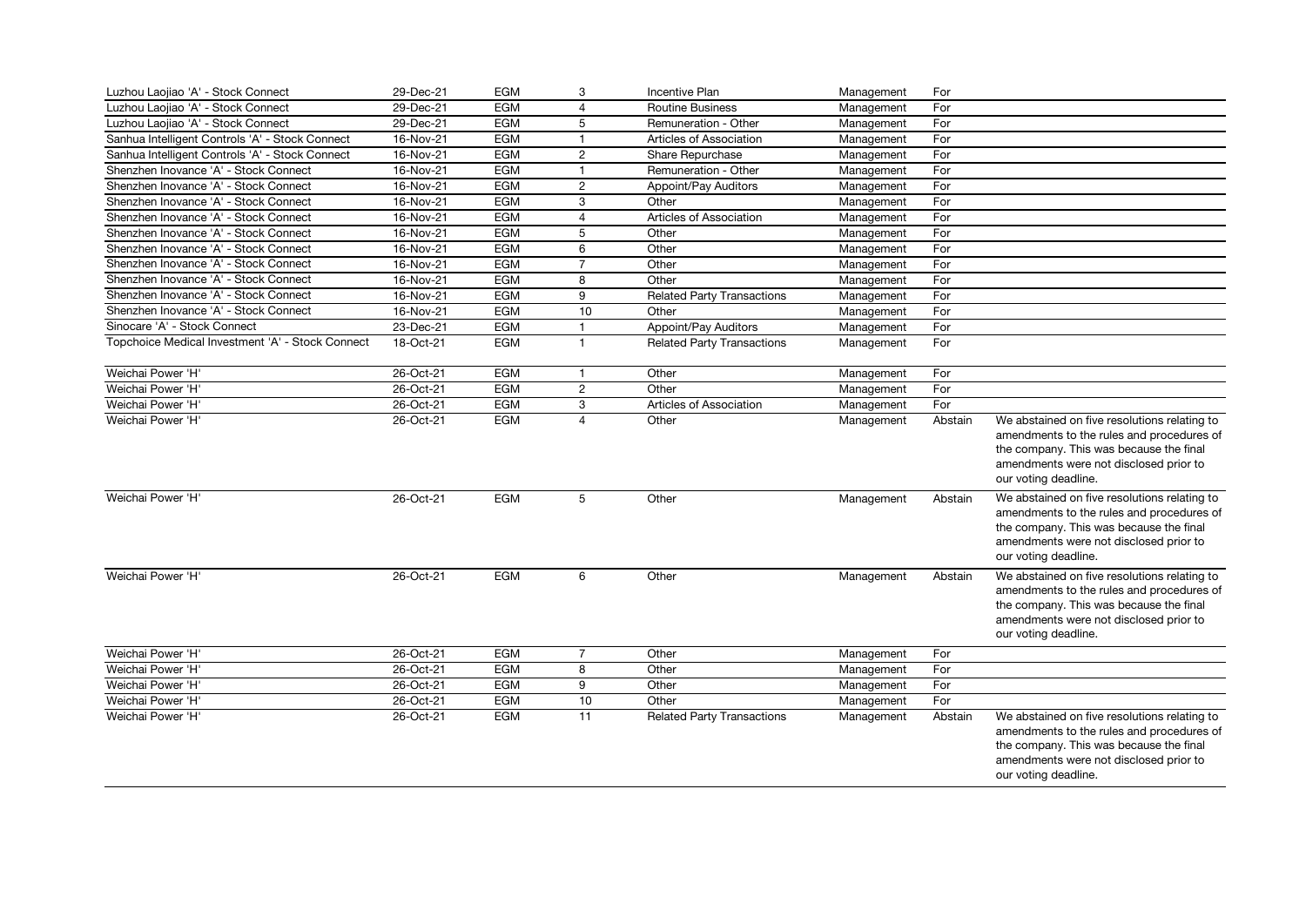| | | | | | | | |
|---|---|---|---|---|---|---|---|
| Luzhou Laojiao 'A' - Stock Connect | 29-Dec-21 | EGM | 3 | Incentive Plan | Management | For | |
| Luzhou Laojiao 'A' - Stock Connect | 29-Dec-21 | EGM | 4 | Routine Business | Management | For | |
| Luzhou Laojiao 'A' - Stock Connect | 29-Dec-21 | EGM | 5 | Remuneration - Other | Management | For | |
| Sanhua Intelligent Controls 'A' - Stock Connect | 16-Nov-21 | EGM | 1 | Articles of Association | Management | For | |
| Sanhua Intelligent Controls 'A' - Stock Connect | 16-Nov-21 | EGM | 2 | Share Repurchase | Management | For | |
| Shenzhen Inovance 'A' - Stock Connect | 16-Nov-21 | EGM | 1 | Remuneration - Other | Management | For | |
| Shenzhen Inovance 'A' - Stock Connect | 16-Nov-21 | EGM | 2 | Appoint/Pay Auditors | Management | For | |
| Shenzhen Inovance 'A' - Stock Connect | 16-Nov-21 | EGM | 3 | Other | Management | For | |
| Shenzhen Inovance 'A' - Stock Connect | 16-Nov-21 | EGM | 4 | Articles of Association | Management | For | |
| Shenzhen Inovance 'A' - Stock Connect | 16-Nov-21 | EGM | 5 | Other | Management | For | |
| Shenzhen Inovance 'A' - Stock Connect | 16-Nov-21 | EGM | 6 | Other | Management | For | |
| Shenzhen Inovance 'A' - Stock Connect | 16-Nov-21 | EGM | 7 | Other | Management | For | |
| Shenzhen Inovance 'A' - Stock Connect | 16-Nov-21 | EGM | 8 | Other | Management | For | |
| Shenzhen Inovance 'A' - Stock Connect | 16-Nov-21 | EGM | 9 | Related Party Transactions | Management | For | |
| Shenzhen Inovance 'A' - Stock Connect | 16-Nov-21 | EGM | 10 | Other | Management | For | |
| Sinocare 'A' - Stock Connect | 23-Dec-21 | EGM | 1 | Appoint/Pay Auditors | Management | For | |
| Topchoice Medical Investment 'A' - Stock Connect | 18-Oct-21 | EGM | 1 | Related Party Transactions | Management | For | |
| Weichai Power 'H' | 26-Oct-21 | EGM | 1 | Other | Management | For | |
| Weichai Power 'H' | 26-Oct-21 | EGM | 2 | Other | Management | For | |
| Weichai Power 'H' | 26-Oct-21 | EGM | 3 | Articles of Association | Management | For | |
| Weichai Power 'H' | 26-Oct-21 | EGM | 4 | Other | Management | Abstain | We abstained on five resolutions relating to amendments to the rules and procedures of the company. This was because the final amendments were not disclosed prior to our voting deadline. |
| Weichai Power 'H' | 26-Oct-21 | EGM | 5 | Other | Management | Abstain | We abstained on five resolutions relating to amendments to the rules and procedures of the company. This was because the final amendments were not disclosed prior to our voting deadline. |
| Weichai Power 'H' | 26-Oct-21 | EGM | 6 | Other | Management | Abstain | We abstained on five resolutions relating to amendments to the rules and procedures of the company. This was because the final amendments were not disclosed prior to our voting deadline. |
| Weichai Power 'H' | 26-Oct-21 | EGM | 7 | Other | Management | For | |
| Weichai Power 'H' | 26-Oct-21 | EGM | 8 | Other | Management | For | |
| Weichai Power 'H' | 26-Oct-21 | EGM | 9 | Other | Management | For | |
| Weichai Power 'H' | 26-Oct-21 | EGM | 10 | Other | Management | For | |
| Weichai Power 'H' | 26-Oct-21 | EGM | 11 | Related Party Transactions | Management | Abstain | We abstained on five resolutions relating to amendments to the rules and procedures of the company. This was because the final amendments were not disclosed prior to our voting deadline. |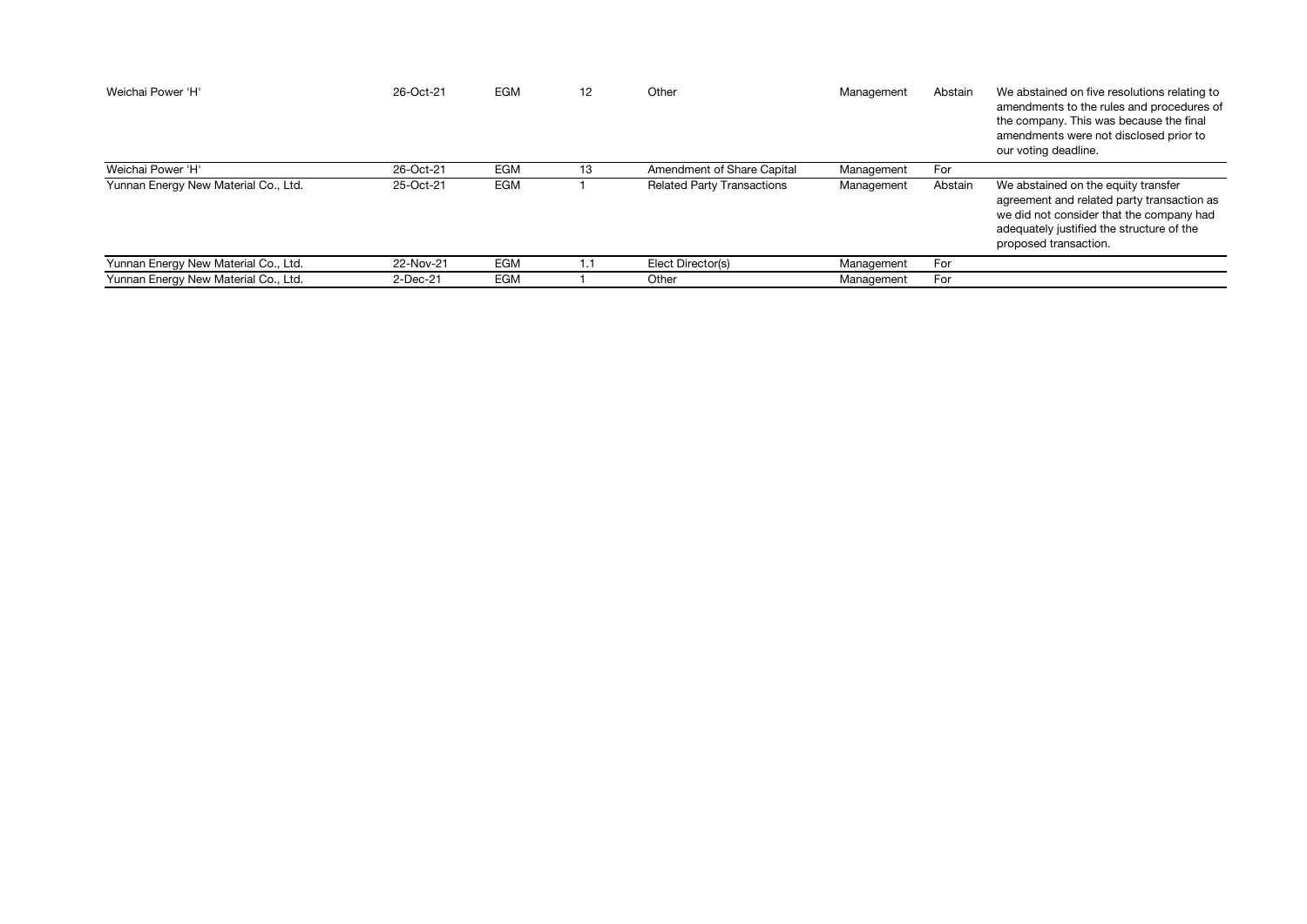| | | | | | | | |
|---|---|---|---|---|---|---|---|
| Weichai Power 'H' | 26-Oct-21 | EGM | 12 | Other | Management | Abstain | We abstained on five resolutions relating to amendments to the rules and procedures of the company. This was because the final amendments were not disclosed prior to our voting deadline. |
| Weichai Power 'H' | 26-Oct-21 | EGM | 13 | Amendment of Share Capital | Management | For | |
| Yunnan Energy New Material Co., Ltd. | 25-Oct-21 | EGM | 1 | Related Party Transactions | Management | Abstain | We abstained on the equity transfer agreement and related party transaction as we did not consider that the company had adequately justified the structure of the proposed transaction. |
| Yunnan Energy New Material Co., Ltd. | 22-Nov-21 | EGM | 1.1 | Elect Director(s) | Management | For | |
| Yunnan Energy New Material Co., Ltd. | 2-Dec-21 | EGM | 1 | Other | Management | For | |